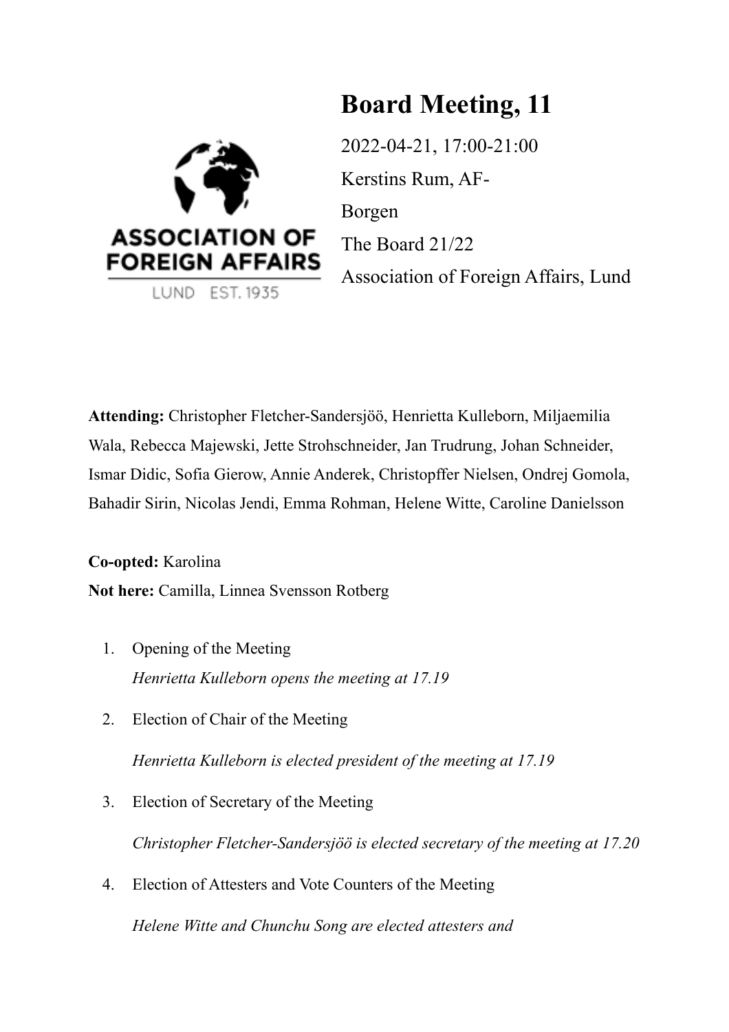# Board Meeting, 11

2022-04-21, 17:00-21:00
Kerstins Rum, AF-Borgen
The Board 21/22
Association of Foreign Affairs, Lund

**Attending:** Christopher Fletcher-Sandersjöö, Henrietta Kulleborn, Miljaemilia Wala, Rebecca Majewski, Jette Strohschneider, Jan Trudrung, Johan Schneider, Ismar Didic, Sofia Gierow, Annie Anderek, Christopffer Nielsen, Ondrej Gomola, Bahadir Sirin, Nicolas Jendi, Emma Rohman, Helene Witte, Caroline Danielsson

**Co-opted:** Karolina
**Not here:** Camilla, Linnea Svensson Rotberg

1. Opening of the Meeting
   *Henrietta Kulleborn opens the meeting at 17.19*
2. Election of Chair of the Meeting
   *Henrietta Kulleborn is elected president of the meeting at 17.19*
3. Election of Secretary of the Meeting
   *Christopher Fletcher-Sandersjöö is elected secretary of the meeting at 17.20*
4. Election of Attesters and Vote Counters of the Meeting
   *Helene Witte and Chunchu Song are elected attesters and*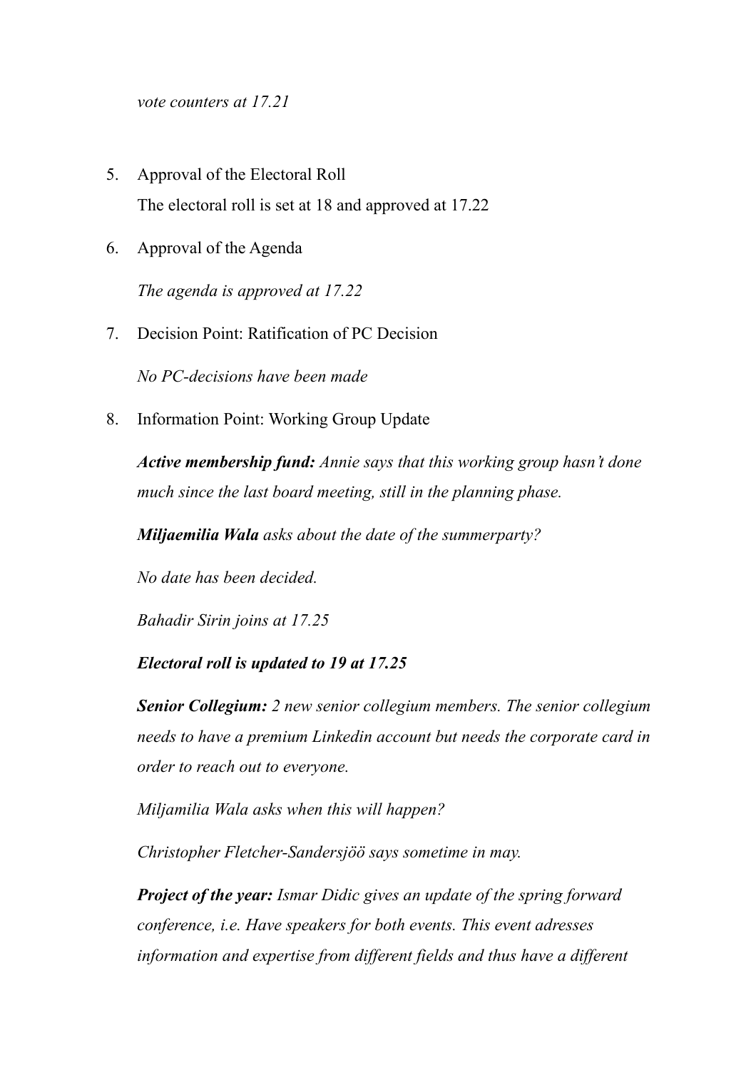*vote counters at 17.21*

5. Approval of the Electoral Roll

   The electoral roll is set at 18 and approved at 17.22

6. Approval of the Agenda

   *The agenda is approved at 17.22*

7. Decision Point: Ratification of PC Decision

   *No PC-decisions have been made*

8. Information Point: Working Group Update

   ***Active membership fund:*** *Annie says that this working group hasn't done much since the last board meeting, still in the planning phase.*

   ***Miljaemilia Wala*** *asks about the date of the summerparty?*

   *No date has been decided.*

   *Bahadir Sirin joins at 17.25*

   ***Electoral roll is updated to 19 at 17.25***

   ***Senior Collegium:*** *2 new senior collegium members. The senior collegium needs to have a premium Linkedin account but needs the corporate card in order to reach out to everyone.*

   *Miljamilia Wala asks when this will happen?*

   *Christopher Fletcher-Sandersjöö says sometime in may.*

   ***Project of the year:*** *Ismar Didic gives an update of the spring forward conference, i.e. Have speakers for both events. This event adresses information and expertise from different fields and thus have a different*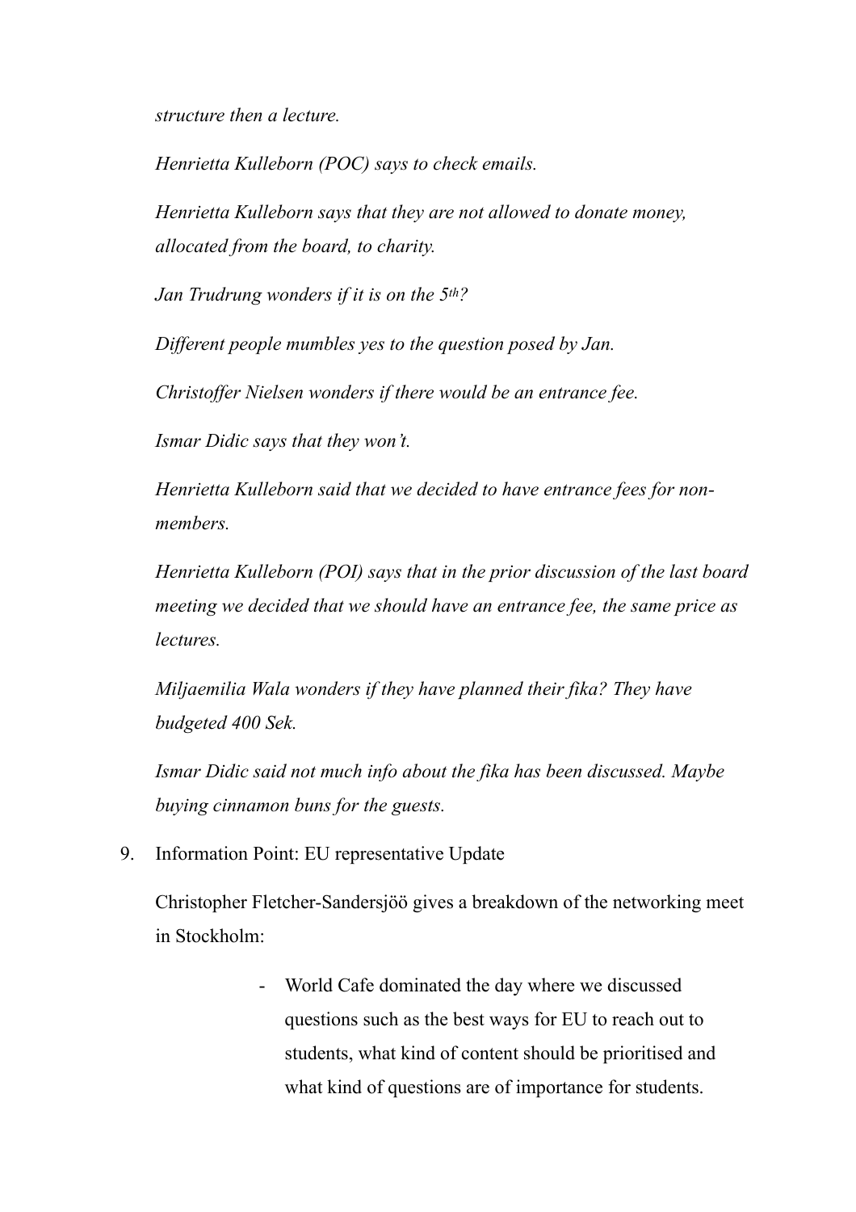*structure then a lecture.*

*Henrietta Kulleborn (POC) says to check emails.*

*Henrietta Kulleborn says that they are not allowed to donate money, allocated from the board, to charity.*

*Jan Trudrung wonders if it is on the 5th?*

*Different people mumbles yes to the question posed by Jan.*

*Christoffer Nielsen wonders if there would be an entrance fee.*

*Ismar Didic says that they won't.*

*Henrietta Kulleborn said that we decided to have entrance fees for non-members.*

*Henrietta Kulleborn (POI) says that in the prior discussion of the last board meeting we decided that we should have an entrance fee, the same price as lectures.*

*Miljaemilia Wala wonders if they have planned their fika? They have budgeted 400 Sek.*

*Ismar Didic said not much info about the fika has been discussed. Maybe buying cinnamon buns for the guests.*

9. Information Point: EU representative Update

   Christopher Fletcher-Sandersjöö gives a breakdown of the networking meet in Stockholm:

   - World Cafe dominated the day where we discussed questions such as the best ways for EU to reach out to students, what kind of content should be prioritised and what kind of questions are of importance for students.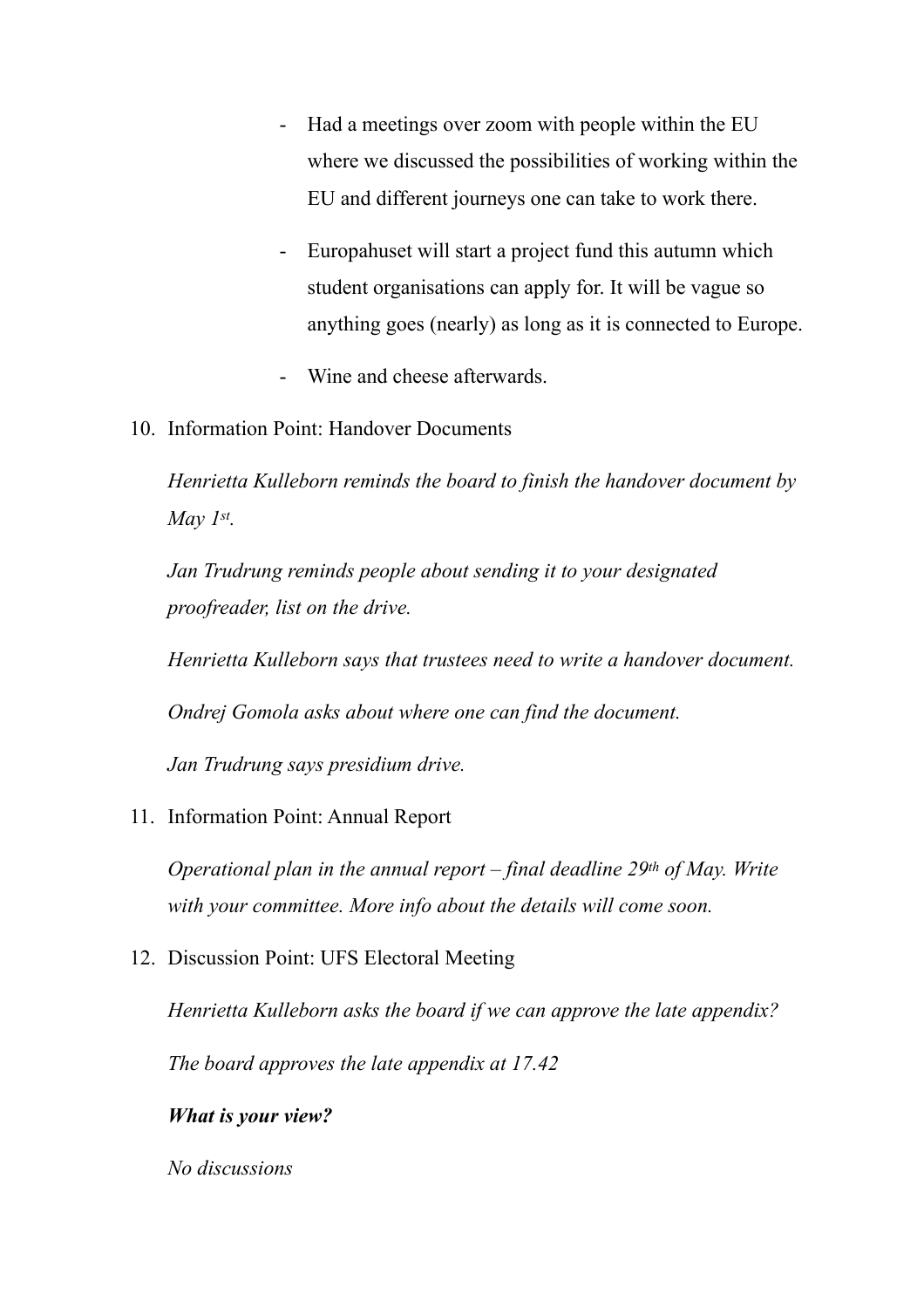- Had a meetings over zoom with people within the EU where we discussed the possibilities of working within the EU and different journeys one can take to work there.
- Europahuset will start a project fund this autumn which student organisations can apply for. It will be vague so anything goes (nearly) as long as it is connected to Europe.
- Wine and cheese afterwards.

10. Information Point: Handover Documents

    *Henrietta Kulleborn reminds the board to finish the handover document by May 1st.*

    *Jan Trudrung reminds people about sending it to your designated proofreader, list on the drive.*

    *Henrietta Kulleborn says that trustees need to write a handover document.*

    *Ondrej Gomola asks about where one can find the document.*

    *Jan Trudrung says presidium drive.*

11. Information Point: Annual Report

    *Operational plan in the annual report – final deadline 29th of May. Write with your committee. More info about the details will come soon.*

12. Discussion Point: UFS Electoral Meeting

    *Henrietta Kulleborn asks the board if we can approve the late appendix?*

    *The board approves the late appendix at 17.42*

    ***What is your view?***

    *No discussions*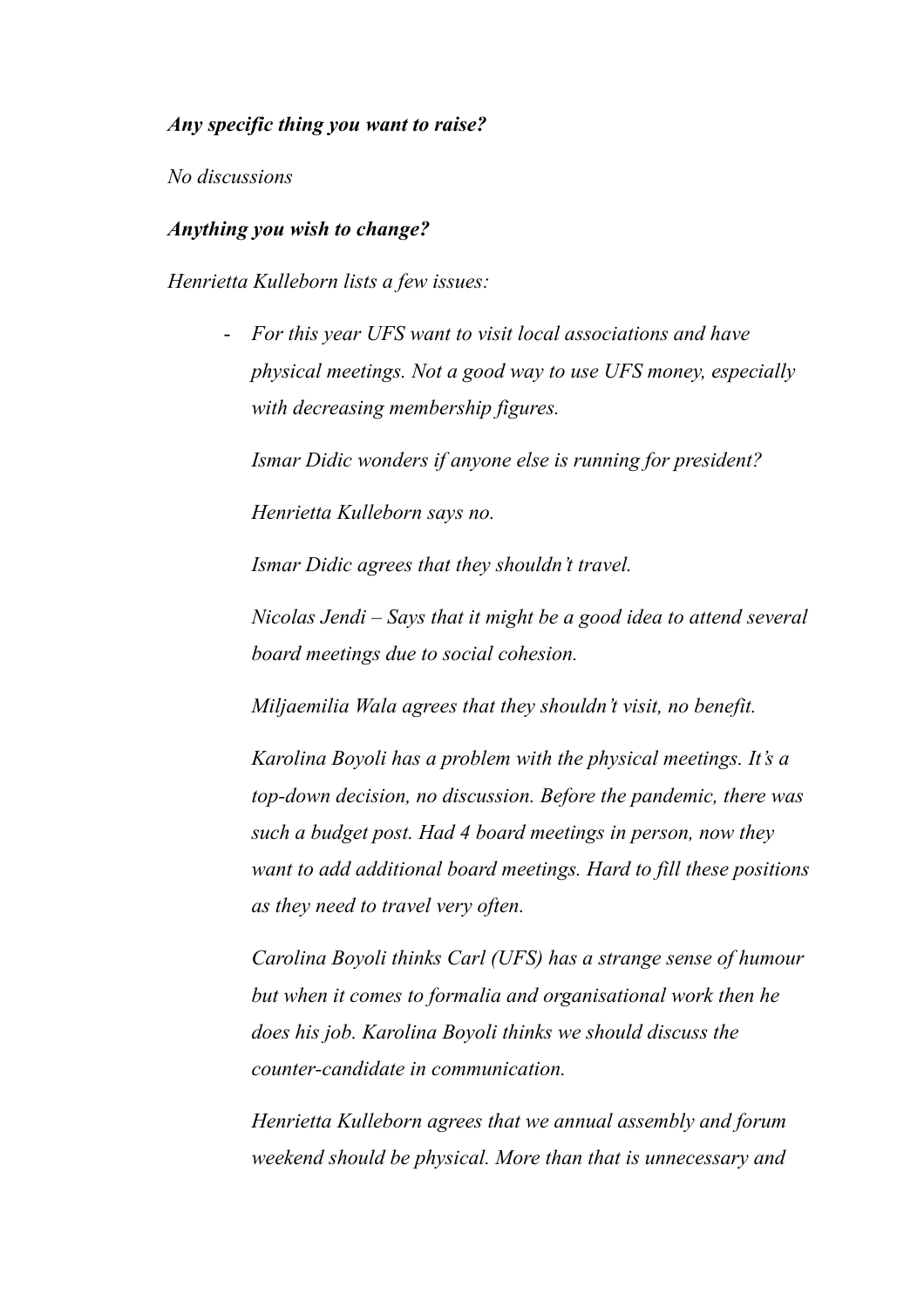***Any specific thing you want to raise?***

*No discussions*

***Anything you wish to change?***

*Henrietta Kulleborn lists a few issues:*

- *For this year UFS want to visit local associations and have physical meetings. Not a good way to use UFS money, especially with decreasing membership figures.*

  *Ismar Didic wonders if anyone else is running for president?*

  *Henrietta Kulleborn says no.*

  *Ismar Didic agrees that they shouldn't travel.*

  *Nicolas Jendi – Says that it might be a good idea to attend several board meetings due to social cohesion.*

  *Miljaemilia Wala agrees that they shouldn't visit, no benefit.*

  *Karolina Boyoli has a problem with the physical meetings. It's a top-down decision, no discussion. Before the pandemic, there was such a budget post. Had 4 board meetings in person, now they want to add additional board meetings. Hard to fill these positions as they need to travel very often.*

  *Carolina Boyoli thinks Carl (UFS) has a strange sense of humour but when it comes to formalia and organisational work then he does his job. Karolina Boyoli thinks we should discuss the counter-candidate in communication.*

  *Henrietta Kulleborn agrees that we annual assembly and forum weekend should be physical. More than that is unnecessary and*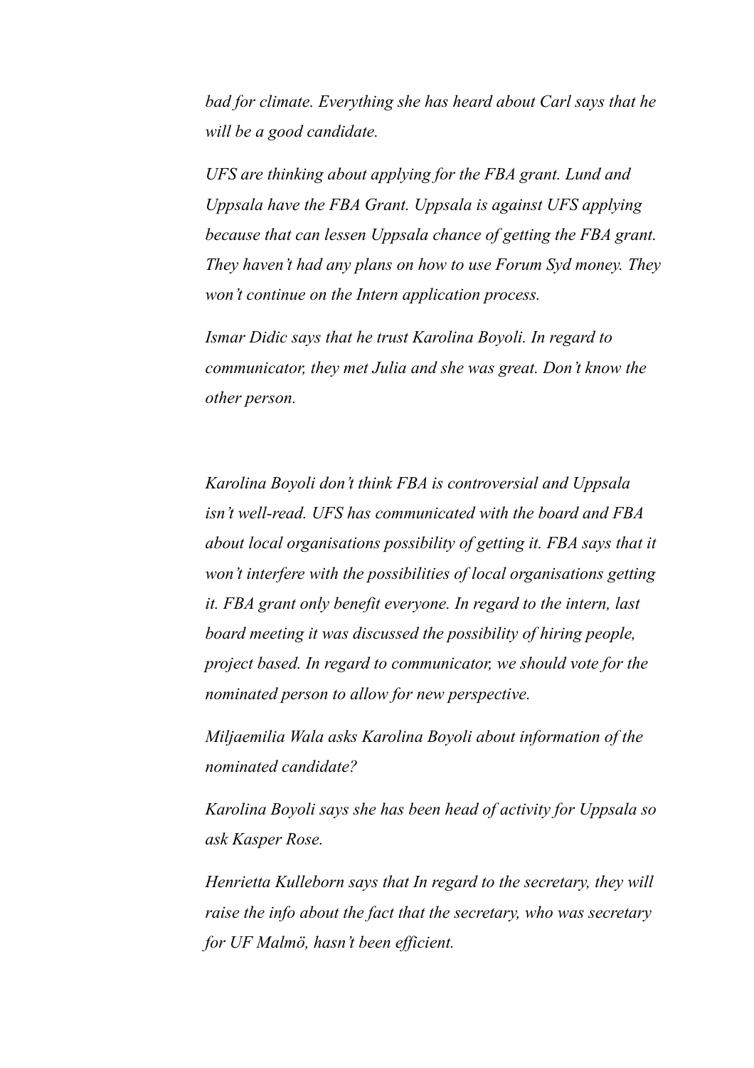*bad for climate. Everything she has heard about Carl says that he will be a good candidate.*

*UFS are thinking about applying for the FBA grant. Lund and Uppsala have the FBA Grant. Uppsala is against UFS applying because that can lessen Uppsala chance of getting the FBA grant. They haven't had any plans on how to use Forum Syd money. They won't continue on the Intern application process.*

*Ismar Didic says that he trust Karolina Boyoli. In regard to communicator, they met Julia and she was great. Don't know the other person.*

*Karolina Boyoli don't think FBA is controversial and Uppsala isn't well-read. UFS has communicated with the board and FBA about local organisations possibility of getting it. FBA says that it won't interfere with the possibilities of local organisations getting it. FBA grant only benefit everyone. In regard to the intern, last board meeting it was discussed the possibility of hiring people, project based. In regard to communicator, we should vote for the nominated person to allow for new perspective.*

*Miljaemilia Wala asks Karolina Boyoli about information of the nominated candidate?*

*Karolina Boyoli says she has been head of activity for Uppsala so ask Kasper Rose.*

*Henrietta Kulleborn says that In regard to the secretary, they will raise the info about the fact that the secretary, who was secretary for UF Malmö, hasn't been efficient.*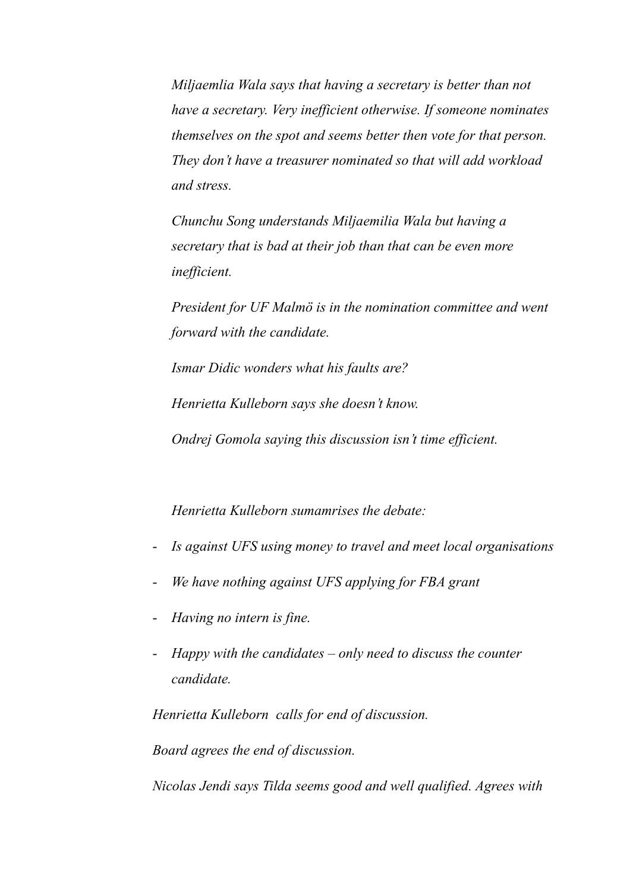*Miljaemlia Wala says that having a secretary is better than not have a secretary. Very inefficient otherwise. If someone nominates themselves on the spot and seems better then vote for that person. They don't have a treasurer nominated so that will add workload and stress.*

*Chunchu Song understands Miljaemilia Wala but having a secretary that is bad at their job than that can be even more inefficient.*

*President for UF Malmö is in the nomination committee and went forward with the candidate.*

*Ismar Didic wonders what his faults are?*

*Henrietta Kulleborn says she doesn't know.*

*Ondrej Gomola saying this discussion isn't time efficient.*

*Henrietta Kulleborn sumamrises the debate:*

- *Is against UFS using money to travel and meet local organisations*
- *We have nothing against UFS applying for FBA grant*
- *Having no intern is fine.*
- *Happy with the candidates – only need to discuss the counter candidate.*

*Henrietta Kulleborn calls for end of discussion.*

*Board agrees the end of discussion.*

*Nicolas Jendi says Tilda seems good and well qualified. Agrees with*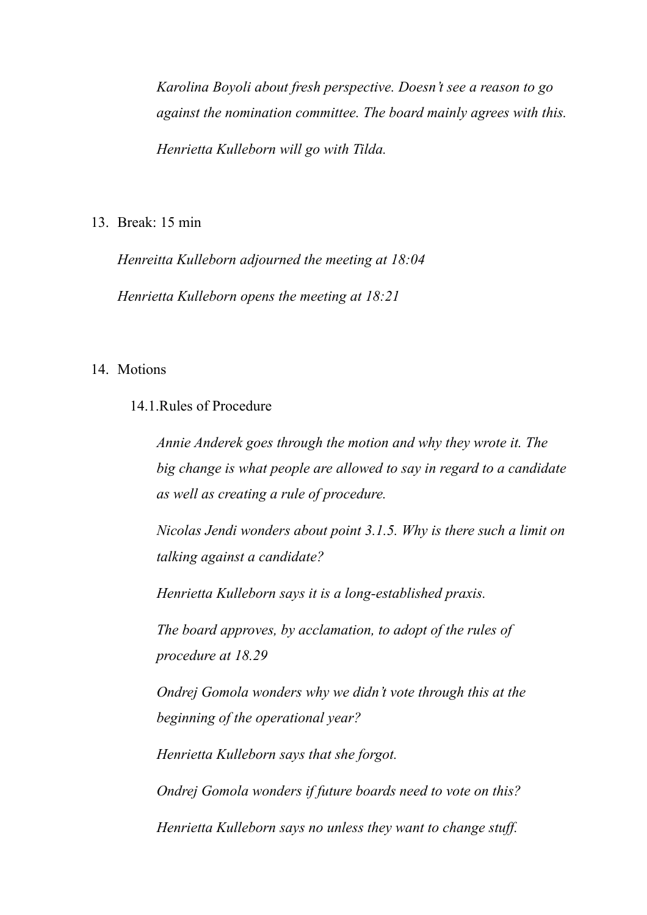*Karolina Boyoli about fresh perspective. Doesn't see a reason to go against the nomination committee. The board mainly agrees with this.*

*Henrietta Kulleborn will go with Tilda.*

13. Break: 15 min

    *Henreitta Kulleborn adjourned the meeting at 18:04*

    *Henrietta Kulleborn opens the meeting at 18:21*

14. Motions

    14.1. Rules of Procedure

    *Annie Anderek goes through the motion and why they wrote it. The big change is what people are allowed to say in regard to a candidate as well as creating a rule of procedure.*

    *Nicolas Jendi wonders about point 3.1.5. Why is there such a limit on talking against a candidate?*

    *Henrietta Kulleborn says it is a long-established praxis.*

    *The board approves, by acclamation, to adopt of the rules of procedure at 18.29*

    *Ondrej Gomola wonders why we didn't vote through this at the beginning of the operational year?*

    *Henrietta Kulleborn says that she forgot.*

    *Ondrej Gomola wonders if future boards need to vote on this?*

    *Henrietta Kulleborn says no unless they want to change stuff.*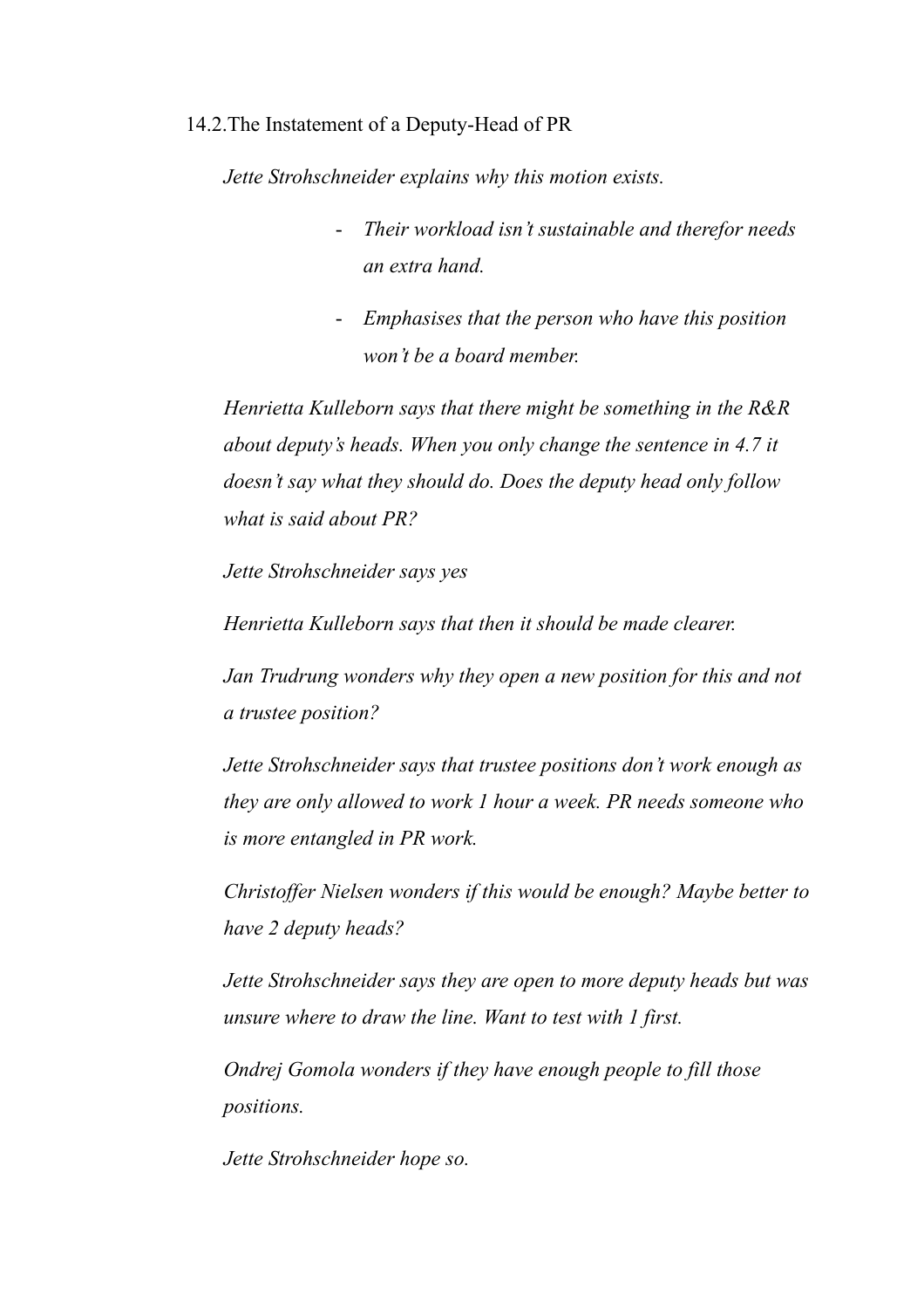## 14.2. The Instatement of a Deputy-Head of PR

*Jette Strohschneider explains why this motion exists.*

- *Their workload isn't sustainable and therefor needs an extra hand.*
- *Emphasises that the person who have this position won't be a board member.*

*Henrietta Kulleborn says that there might be something in the R&R about deputy's heads. When you only change the sentence in 4.7 it doesn't say what they should do. Does the deputy head only follow what is said about PR?*

*Jette Strohschneider says yes*

*Henrietta Kulleborn says that then it should be made clearer.*

*Jan Trudrung wonders why they open a new position for this and not a trustee position?*

*Jette Strohschneider says that trustee positions don't work enough as they are only allowed to work 1 hour a week. PR needs someone who is more entangled in PR work.*

*Christoffer Nielsen wonders if this would be enough? Maybe better to have 2 deputy heads?*

*Jette Strohschneider says they are open to more deputy heads but was unsure where to draw the line. Want to test with 1 first.*

*Ondrej Gomola wonders if they have enough people to fill those positions.*

*Jette Strohschneider hope so.*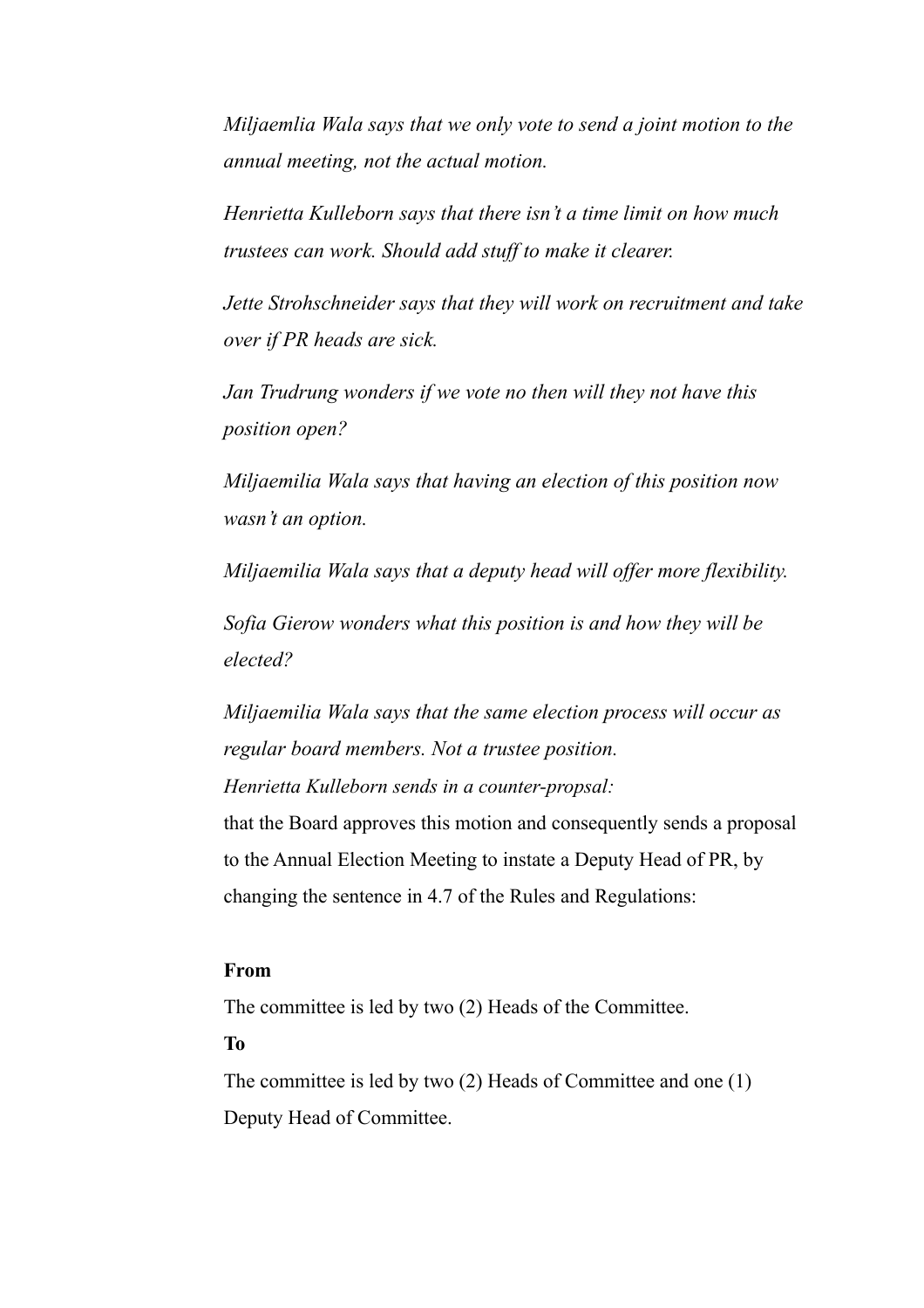*Miljaemlia Wala says that we only vote to send a joint motion to the annual meeting, not the actual motion.*

*Henrietta Kulleborn says that there isn't a time limit on how much trustees can work. Should add stuff to make it clearer.*

*Jette Strohschneider says that they will work on recruitment and take over if PR heads are sick.*

*Jan Trudrung wonders if we vote no then will they not have this position open?*

*Miljaemilia Wala says that having an election of this position now wasn't an option.*

*Miljaemilia Wala says that a deputy head will offer more flexibility.*

*Sofia Gierow wonders what this position is and how they will be elected?*

*Miljaemilia Wala says that the same election process will occur as regular board members. Not a trustee position.*

*Henrietta Kulleborn sends in a counter-propsal:*

that the Board approves this motion and consequently sends a proposal to the Annual Election Meeting to instate a Deputy Head of PR, by changing the sentence in 4.7 of the Rules and Regulations:

**From**

The committee is led by two (2) Heads of the Committee.

**To**

The committee is led by two (2) Heads of Committee and one (1) Deputy Head of Committee.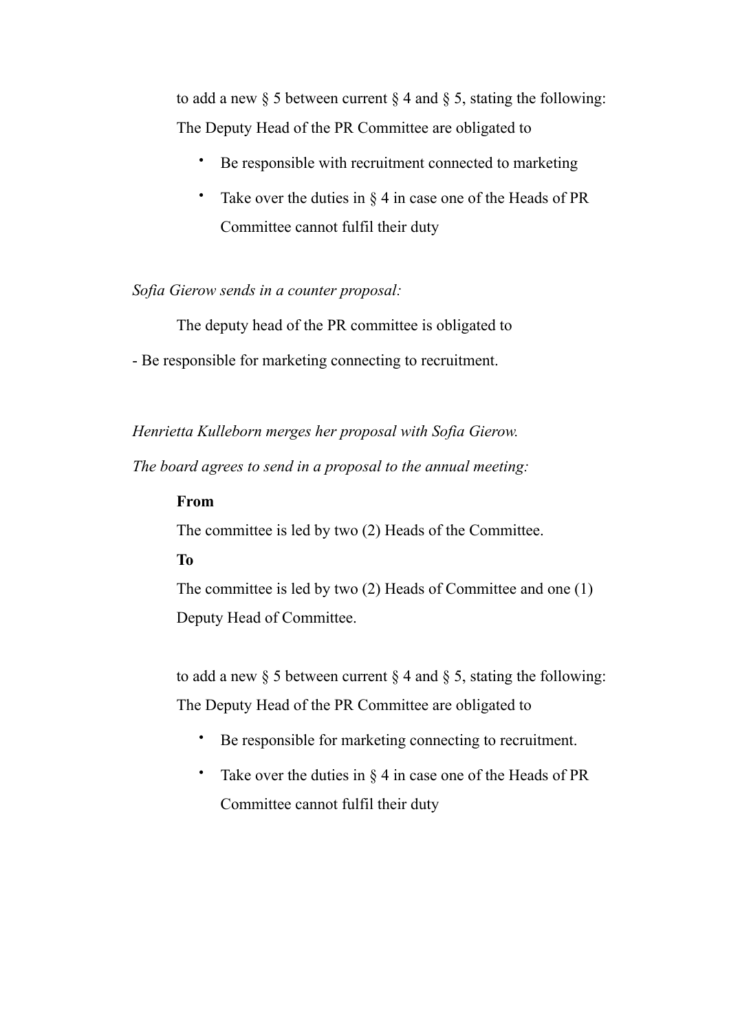to add a new § 5 between current § 4 and § 5, stating the following:
The Deputy Head of the PR Committee are obligated to

- Be responsible with recruitment connected to marketing
- Take over the duties in § 4 in case one of the Heads of PR Committee cannot fulfil their duty

*Sofia Gierow sends in a counter proposal:*

The deputy head of the PR committee is obligated to

- Be responsible for marketing connecting to recruitment.

*Henrietta Kulleborn merges her proposal with Sofia Gierow.*

*The board agrees to send in a proposal to the annual meeting:*

**From**

The committee is led by two (2) Heads of the Committee.

**To**

The committee is led by two (2) Heads of Committee and one (1) Deputy Head of Committee.

to add a new § 5 between current § 4 and § 5, stating the following:
The Deputy Head of the PR Committee are obligated to

- Be responsible for marketing connecting to recruitment.
- Take over the duties in § 4 in case one of the Heads of PR Committee cannot fulfil their duty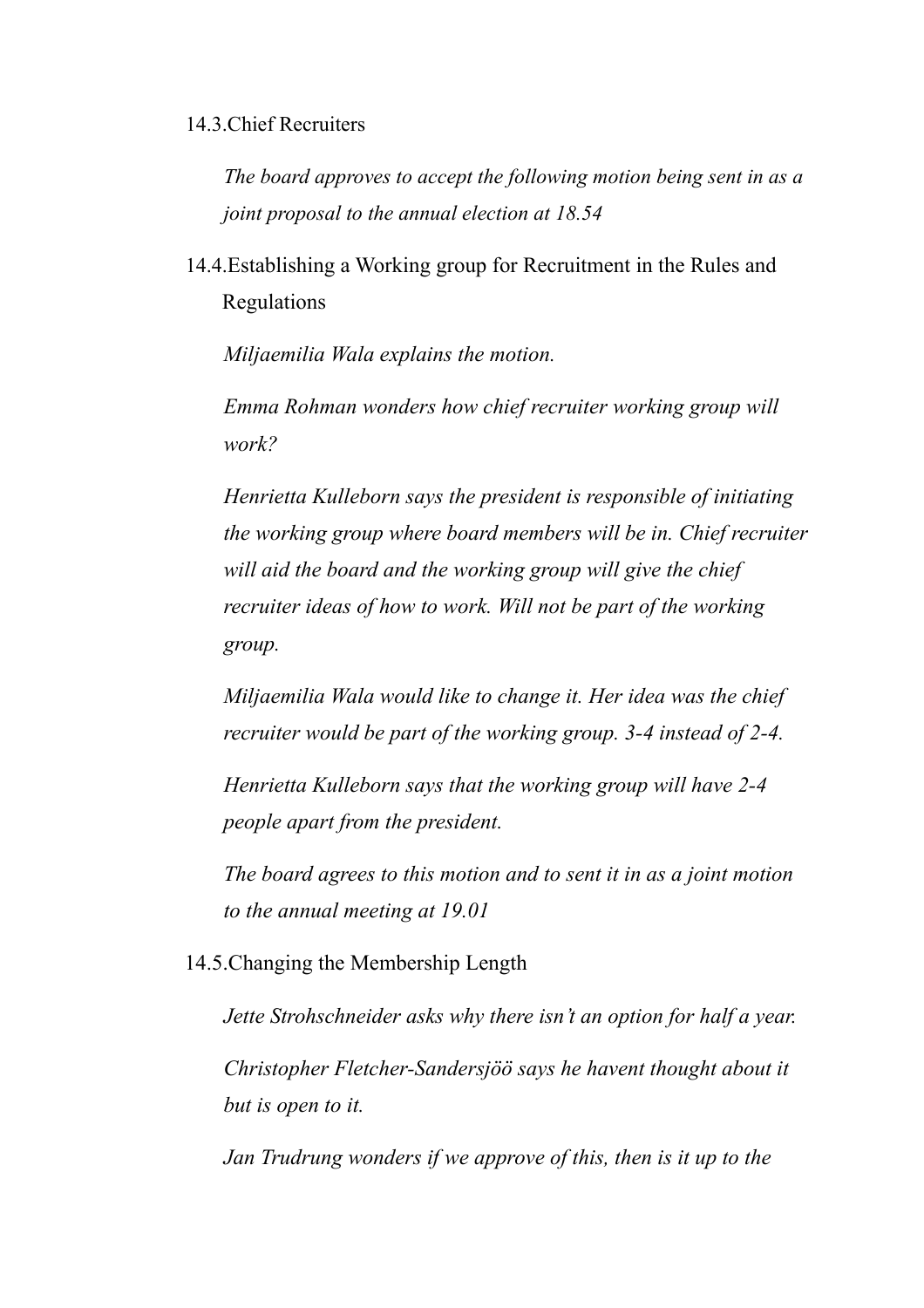14.3. Chief Recruiters

*The board approves to accept the following motion being sent in as a joint proposal to the annual election at 18.54*

14.4. Establishing a Working group for Recruitment in the Rules and Regulations

*Miljaemilia Wala explains the motion.*

*Emma Rohman wonders how chief recruiter working group will work?*

*Henrietta Kulleborn says the president is responsible of initiating the working group where board members will be in. Chief recruiter will aid the board and the working group will give the chief recruiter ideas of how to work. Will not be part of the working group.*

*Miljaemilia Wala would like to change it. Her idea was the chief recruiter would be part of the working group. 3-4 instead of 2-4.*

*Henrietta Kulleborn says that the working group will have 2-4 people apart from the president.*

*The board agrees to this motion and to sent it in as a joint motion to the annual meeting at 19.01*

14.5. Changing the Membership Length

*Jette Strohschneider asks why there isn't an option for half a year.*

*Christopher Fletcher-Sandersjöö says he havent thought about it but is open to it.*

*Jan Trudrung wonders if we approve of this, then is it up to the*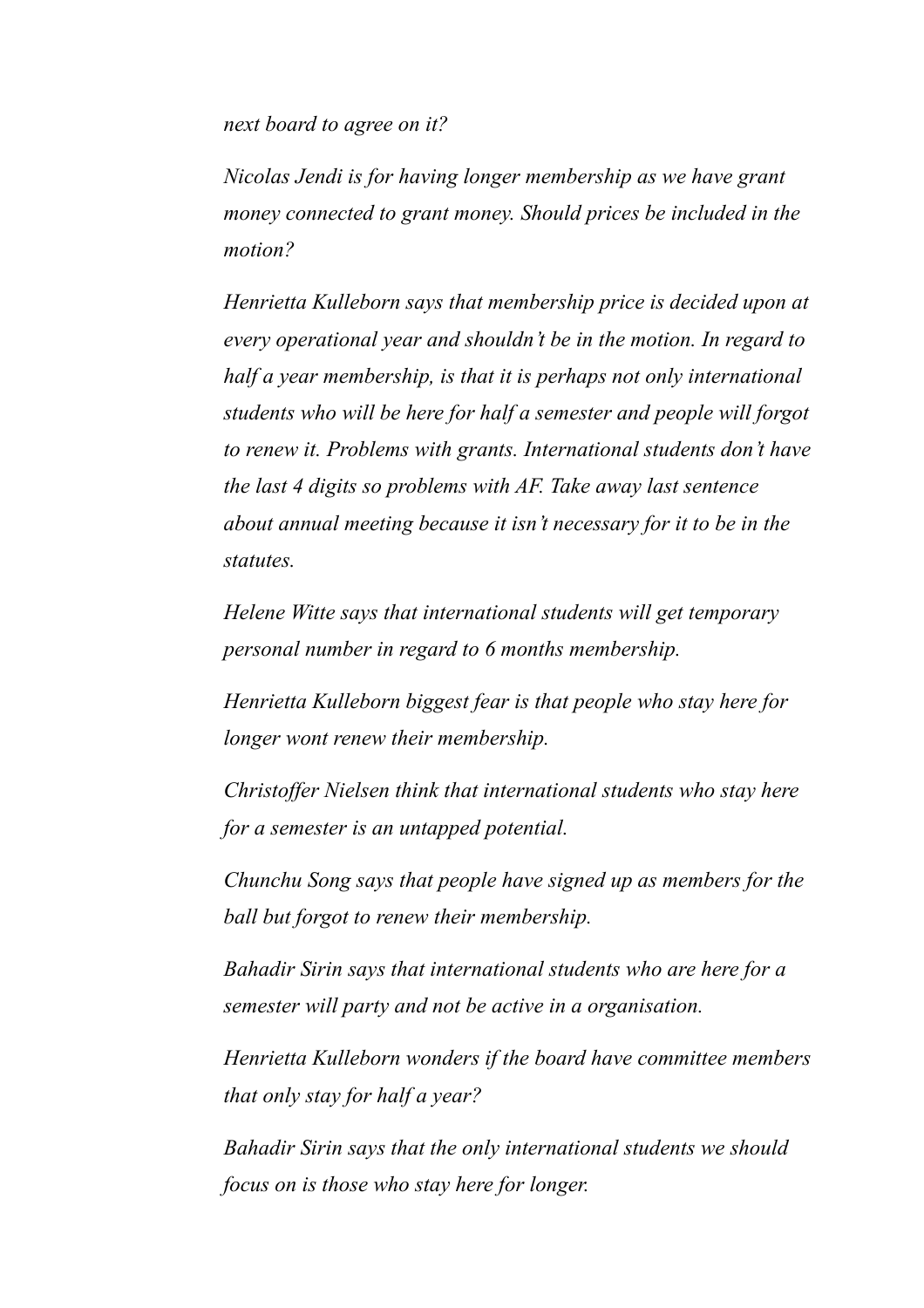*next board to agree on it?*

*Nicolas Jendi is for having longer membership as we have grant money connected to grant money. Should prices be included in the motion?*

*Henrietta Kulleborn says that membership price is decided upon at every operational year and shouldn't be in the motion. In regard to half a year membership, is that it is perhaps not only international students who will be here for half a semester and people will forgot to renew it. Problems with grants. International students don't have the last 4 digits so problems with AF. Take away last sentence about annual meeting because it isn't necessary for it to be in the statutes.*

*Helene Witte says that international students will get temporary personal number in regard to 6 months membership.*

*Henrietta Kulleborn biggest fear is that people who stay here for longer wont renew their membership.*

*Christoffer Nielsen think that international students who stay here for a semester is an untapped potential.*

*Chunchu Song says that people have signed up as members for the ball but forgot to renew their membership.*

*Bahadir Sirin says that international students who are here for a semester will party and not be active in a organisation.*

*Henrietta Kulleborn wonders if the board have committee members that only stay for half a year?*

*Bahadir Sirin says that the only international students we should focus on is those who stay here for longer.*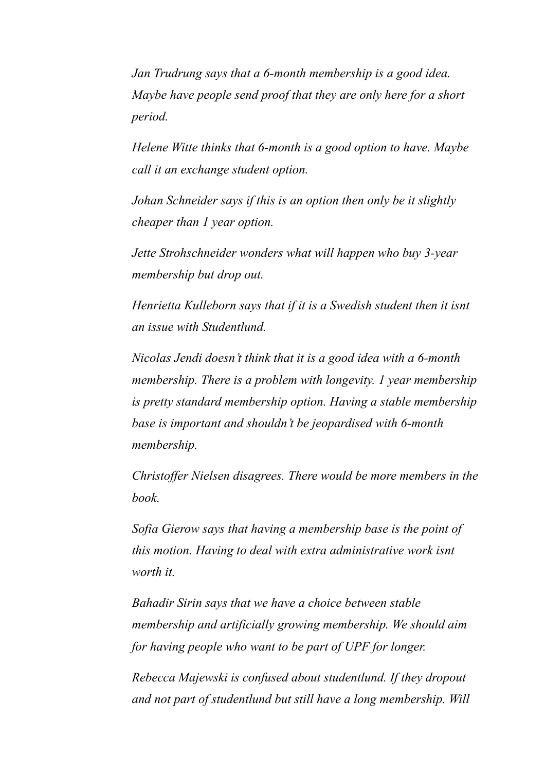*Jan Trudrung says that a 6-month membership is a good idea. Maybe have people send proof that they are only here for a short period.*

*Helene Witte thinks that 6-month is a good option to have. Maybe call it an exchange student option.*

*Johan Schneider says if this is an option then only be it slightly cheaper than 1 year option.*

*Jette Strohschneider wonders what will happen who buy 3-year membership but drop out.*

*Henrietta Kulleborn says that if it is a Swedish student then it isnt an issue with Studentlund.*

*Nicolas Jendi doesn't think that it is a good idea with a 6-month membership. There is a problem with longevity. 1 year membership is pretty standard membership option. Having a stable membership base is important and shouldn't be jeopardised with 6-month membership.*

*Christoffer Nielsen disagrees. There would be more members in the book.*

*Sofia Gierow says that having a membership base is the point of this motion. Having to deal with extra administrative work isnt worth it.*

*Bahadir Sirin says that we have a choice between stable membership and artificially growing membership. We should aim for having people who want to be part of UPF for longer.*

*Rebecca Majewski is confused about studentlund. If they dropout and not part of studentlund but still have a long membership. Will*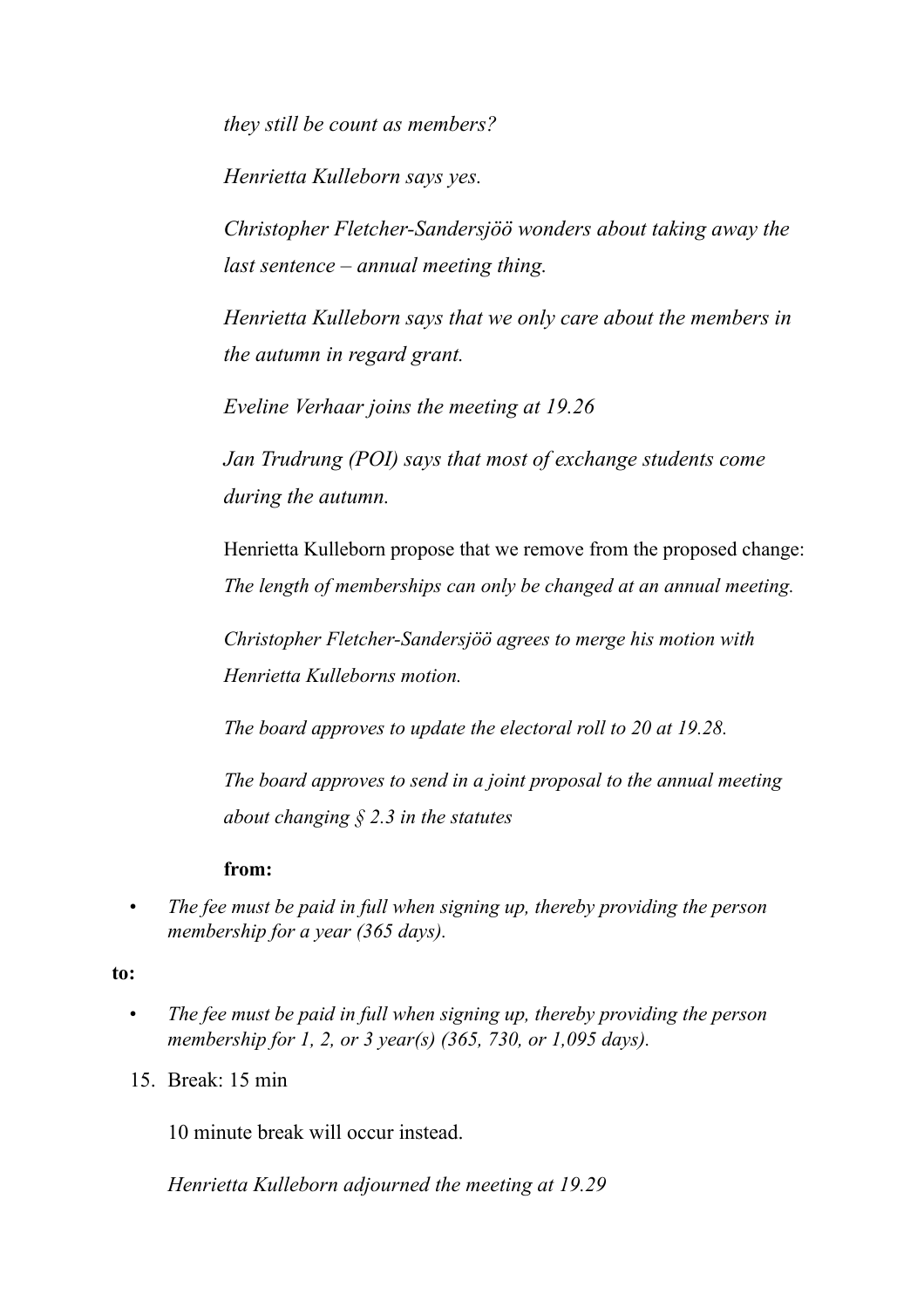*they still be count as members?*

*Henrietta Kulleborn says yes.*

*Christopher Fletcher-Sandersjöö wonders about taking away the last sentence – annual meeting thing.*

*Henrietta Kulleborn says that we only care about the members in the autumn in regard grant.*

*Eveline Verhaar joins the meeting at 19.26*

*Jan Trudrung (POI) says that most of exchange students come during the autumn.*

Henrietta Kulleborn propose that we remove from the proposed change: *The length of memberships can only be changed at an annual meeting.*

*Christopher Fletcher-Sandersjöö agrees to merge his motion with Henrietta Kulleborns motion.*

*The board approves to update the electoral roll to 20 at 19.28.*

*The board approves to send in a joint proposal to the annual meeting about changing § 2.3 in the statutes*

**from:**

- *The fee must be paid in full when signing up, thereby providing the person membership for a year (365 days).*

**to:**

- *The fee must be paid in full when signing up, thereby providing the person membership for 1, 2, or 3 year(s) (365, 730, or 1,095 days).*

15. Break: 15 min

    10 minute break will occur instead.

    *Henrietta Kulleborn adjourned the meeting at 19.29*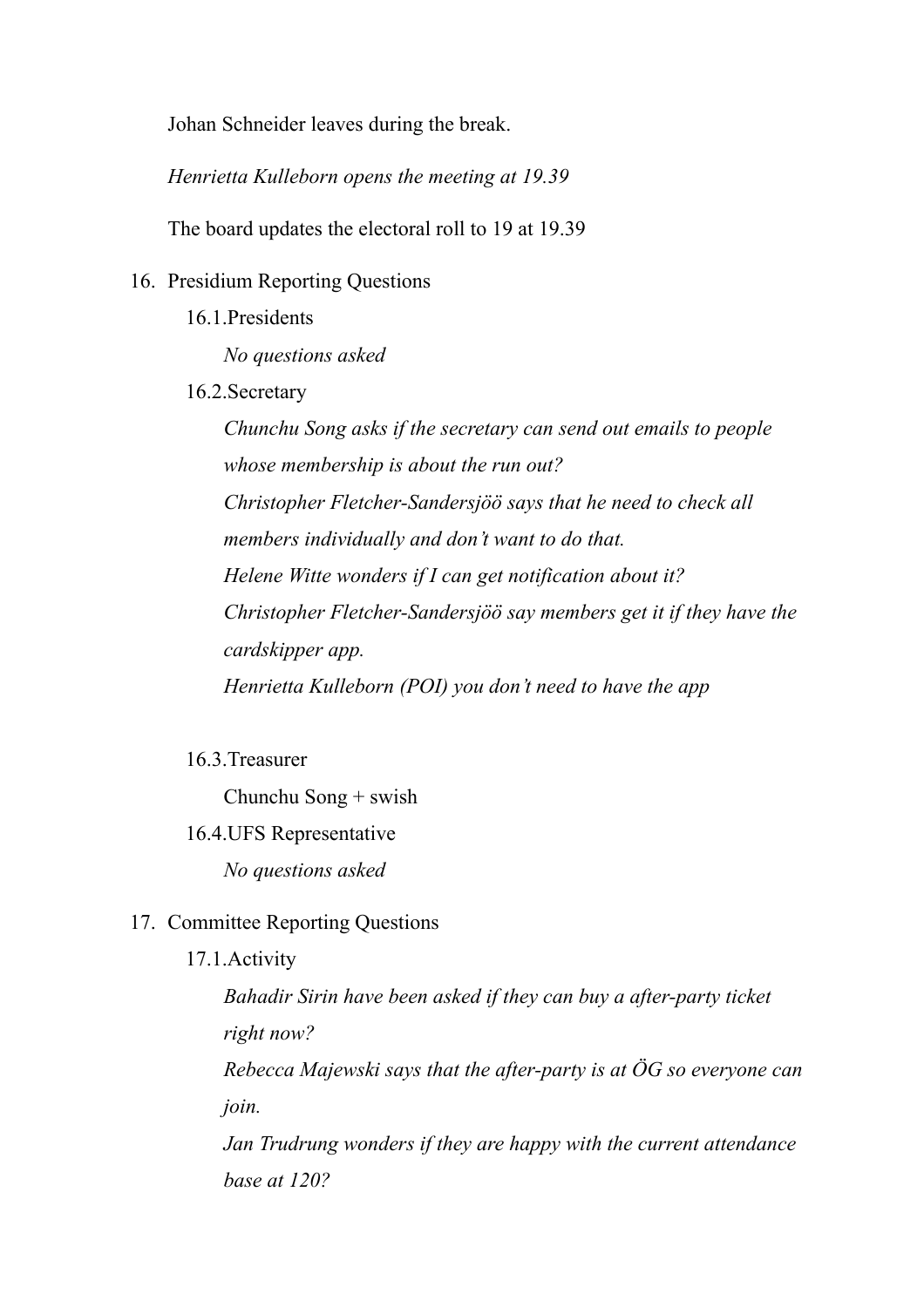Johan Schneider leaves during the break.

*Henrietta Kulleborn opens the meeting at 19.39*

The board updates the electoral roll to 19 at 19.39

16. Presidium Reporting Questions
    16.1. Presidents
        *No questions asked*
    16.2. Secretary
        *Chunchu Song asks if the secretary can send out emails to people whose membership is about the run out?*
        *Christopher Fletcher-Sandersjöö says that he need to check all members individually and don't want to do that.*
        *Helene Witte wonders if I can get notification about it?*
        *Christopher Fletcher-Sandersjöö say members get it if they have the cardskipper app.*
        *Henrietta Kulleborn (POI) you don't need to have the app*

    16.3. Treasurer
        Chunchu Song + swish
    16.4. UFS Representative
        *No questions asked*

17. Committee Reporting Questions
    17.1. Activity
        *Bahadir Sirin have been asked if they can buy a after-party ticket right now?*
        *Rebecca Majewski says that the after-party is at ÖG so everyone can join.*
        *Jan Trudrung wonders if they are happy with the current attendance base at 120?*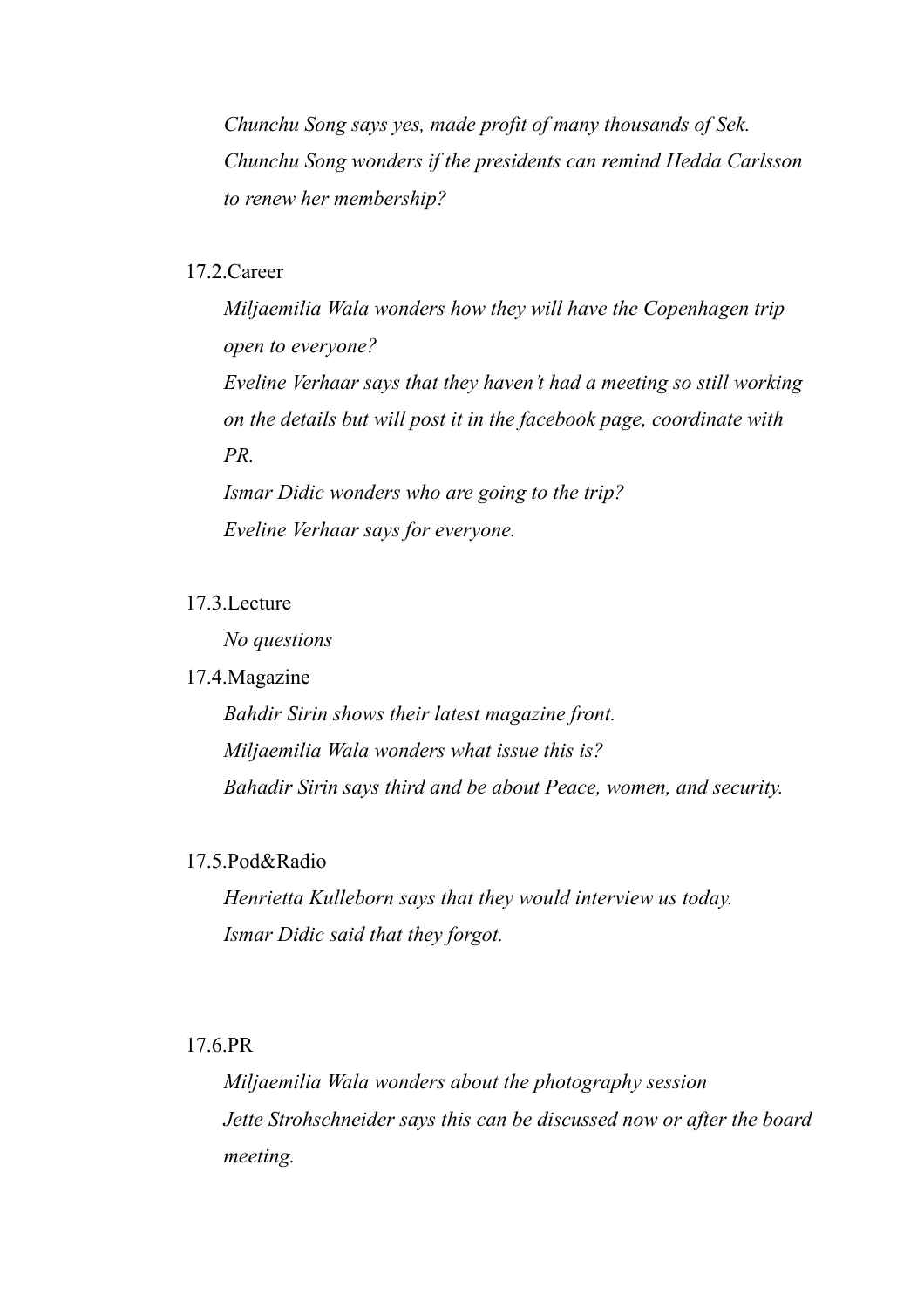*Chunchu Song says yes, made profit of many thousands of Sek.*
*Chunchu Song wonders if the presidents can remind Hedda Carlsson to renew her membership?*

17.2.Career

*Miljaemilia Wala wonders how they will have the Copenhagen trip open to everyone?*
*Eveline Verhaar says that they haven't had a meeting so still working on the details but will post it in the facebook page, coordinate with PR.*
*Ismar Didic wonders who are going to the trip?*
*Eveline Verhaar says for everyone.*

17.3.Lecture

*No questions*

17.4.Magazine

*Bahdir Sirin shows their latest magazine front.*
*Miljaemilia Wala wonders what issue this is?*
*Bahadir Sirin says third and be about Peace, women, and security.*

17.5.Pod&Radio

*Henrietta Kulleborn says that they would interview us today.*
*Ismar Didic said that they forgot.*

17.6.PR

*Miljaemilia Wala wonders about the photography session*
*Jette Strohschneider says this can be discussed now or after the board meeting.*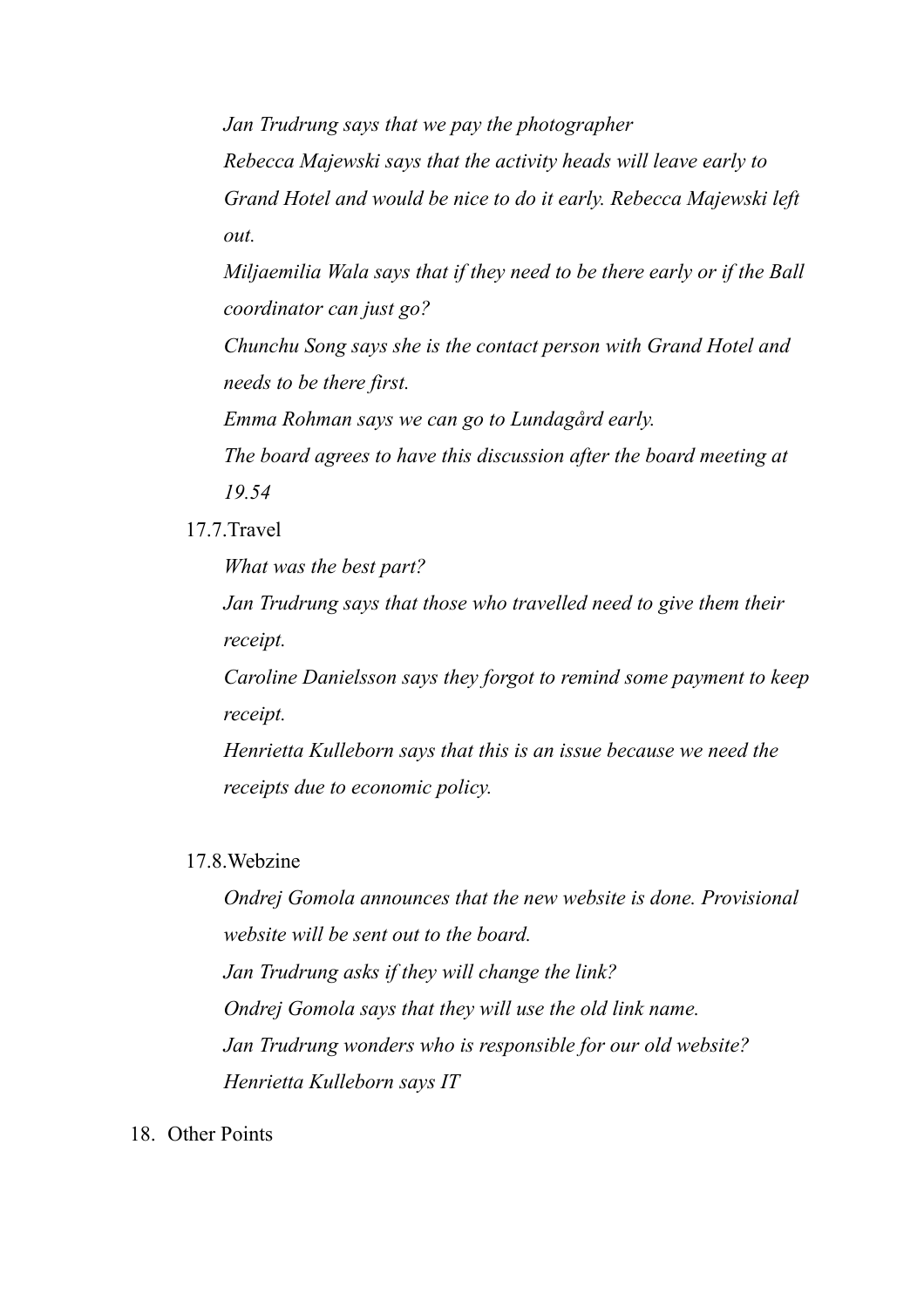*Jan Trudrung says that we pay the photographer*

*Rebecca Majewski says that the activity heads will leave early to Grand Hotel and would be nice to do it early. Rebecca Majewski left out.*

*Miljaemilia Wala says that if they need to be there early or if the Ball coordinator can just go?*

*Chunchu Song says she is the contact person with Grand Hotel and needs to be there first.*

*Emma Rohman says we can go to Lundagård early.*

*The board agrees to have this discussion after the board meeting at 19.54*

17.7. Travel

*What was the best part?*

*Jan Trudrung says that those who travelled need to give them their receipt.*

*Caroline Danielsson says they forgot to remind some payment to keep receipt.*

*Henrietta Kulleborn says that this is an issue because we need the receipts due to economic policy.*

17.8. Webzine

*Ondrej Gomola announces that the new website is done. Provisional website will be sent out to the board.*

*Jan Trudrung asks if they will change the link?*

*Ondrej Gomola says that they will use the old link name.*

*Jan Trudrung wonders who is responsible for our old website?*

*Henrietta Kulleborn says IT*

18. Other Points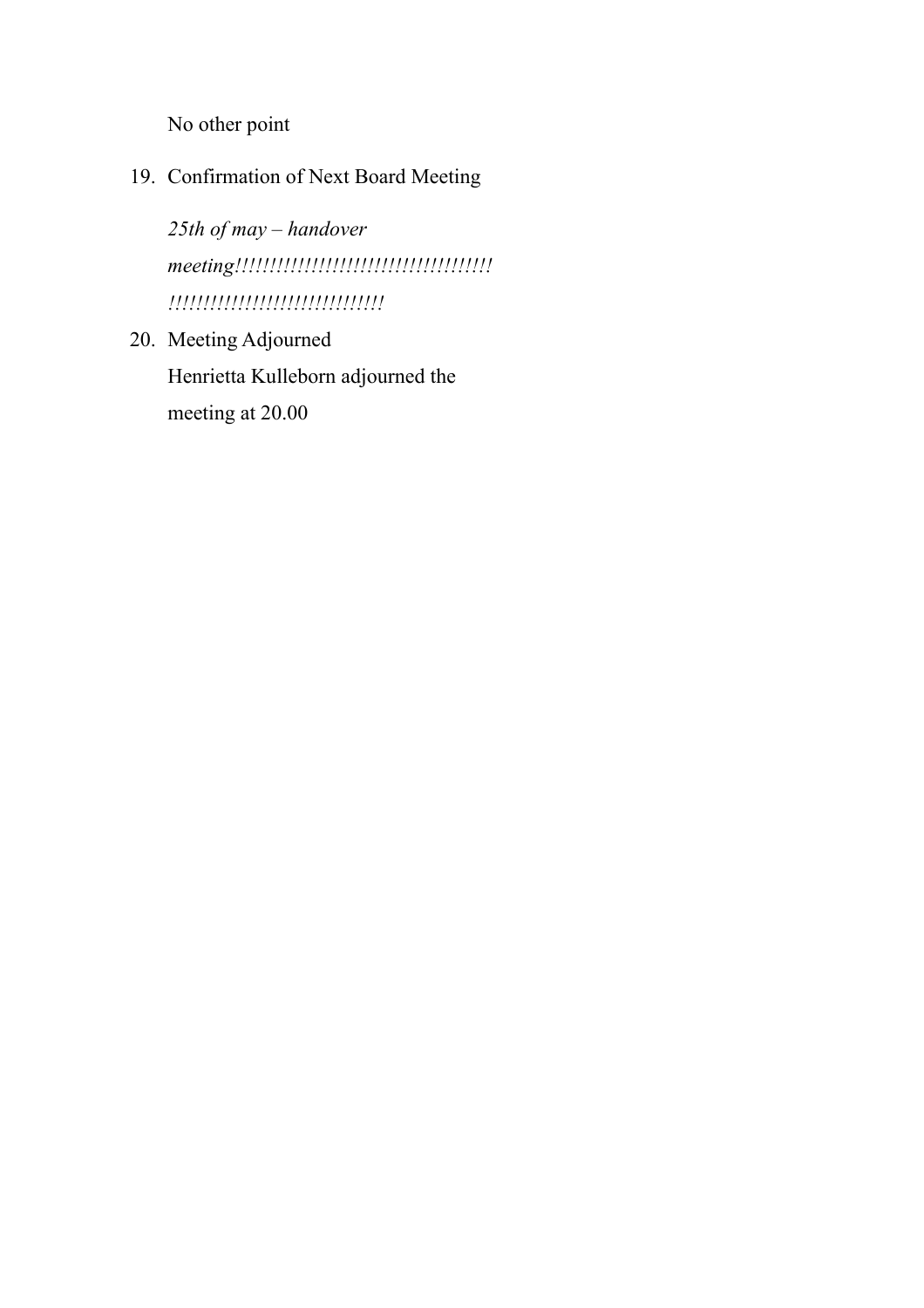No other point

19. Confirmation of Next Board Meeting

    *25th of may – handover meeting!!!!!!!!!!!!!!!!!!!!!!!!!!!!!!!!!!!!!!!!!!!!!!!!!!!!!!!!!!!!!!!!!!!!!*

20. Meeting Adjourned
    Henrietta Kulleborn adjourned the meeting at 20.00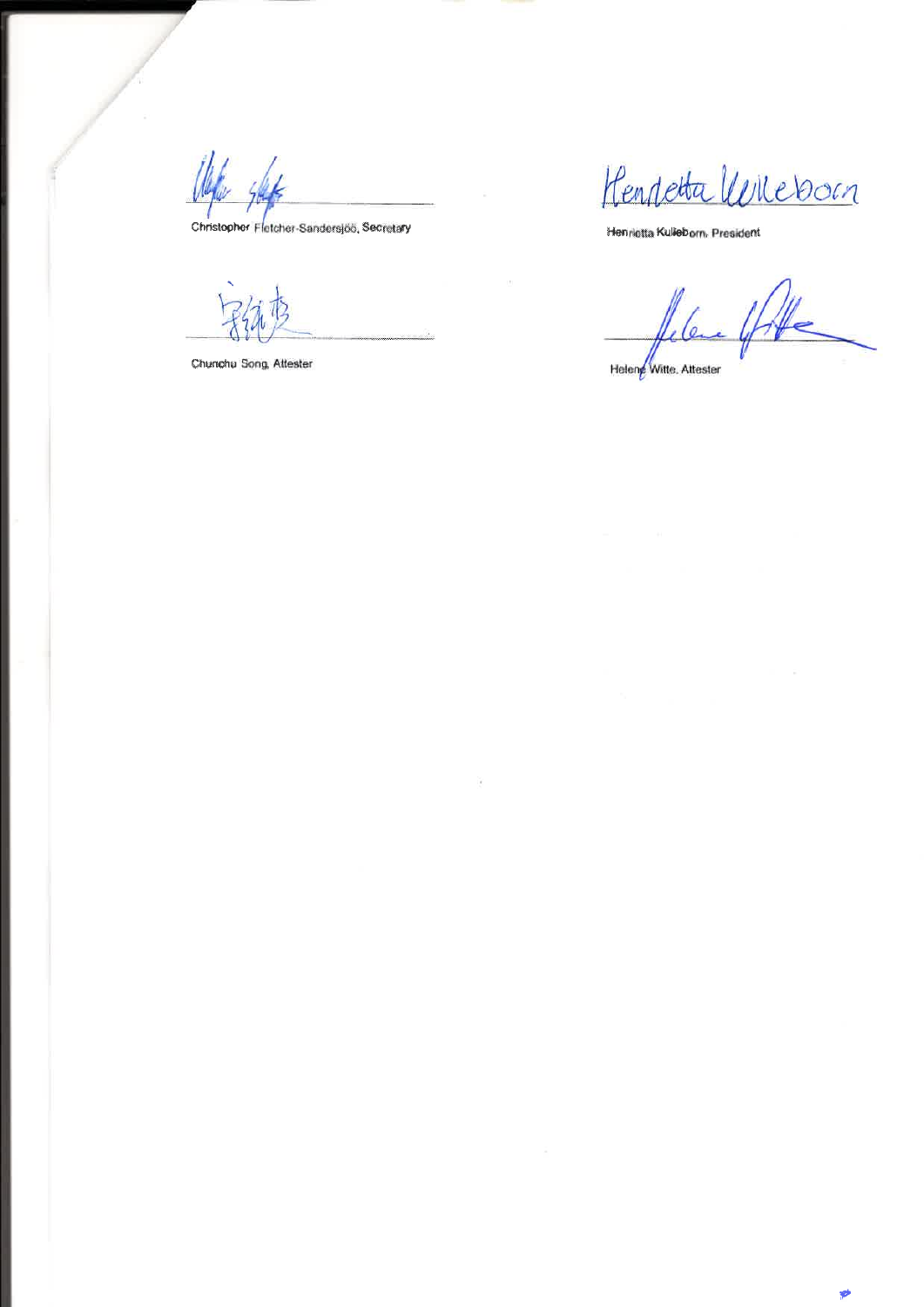Christopher Fletcher-Sandersjöö, Secretary

Henrietta Kulleborn, President

Chunchu Song, Attester

Helene Witte, Attester